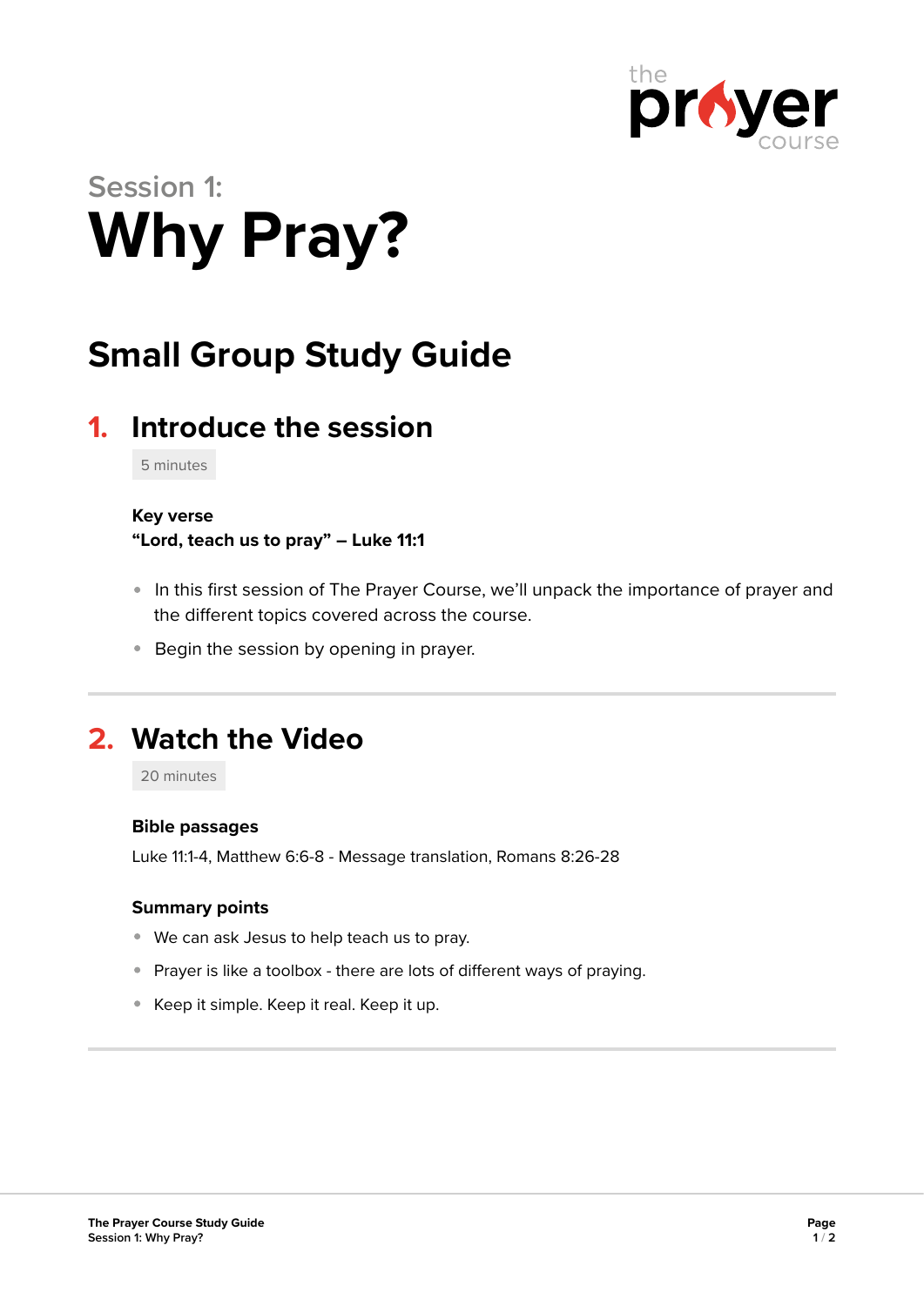Session 1:

# Why Pray?

## Small Group Study Guide

### 1. Introduce the session

5 minutes

**Key verse**
**"Lord, teach us to pray" – Luke 11:1**

- In this first session of The Prayer Course, we'll unpack the importance of prayer and the different topics covered across the course.
- Begin the session by opening in prayer.

### 2. Watch the Video

20 minutes

**Bible passages**

Luke 11:1-4, Matthew 6:6-8 - Message translation, Romans 8:26-28

**Summary points**

- We can ask Jesus to help teach us to pray.
- Prayer is like a toolbox - there are lots of different ways of praying.
- Keep it simple. Keep it real. Keep it up.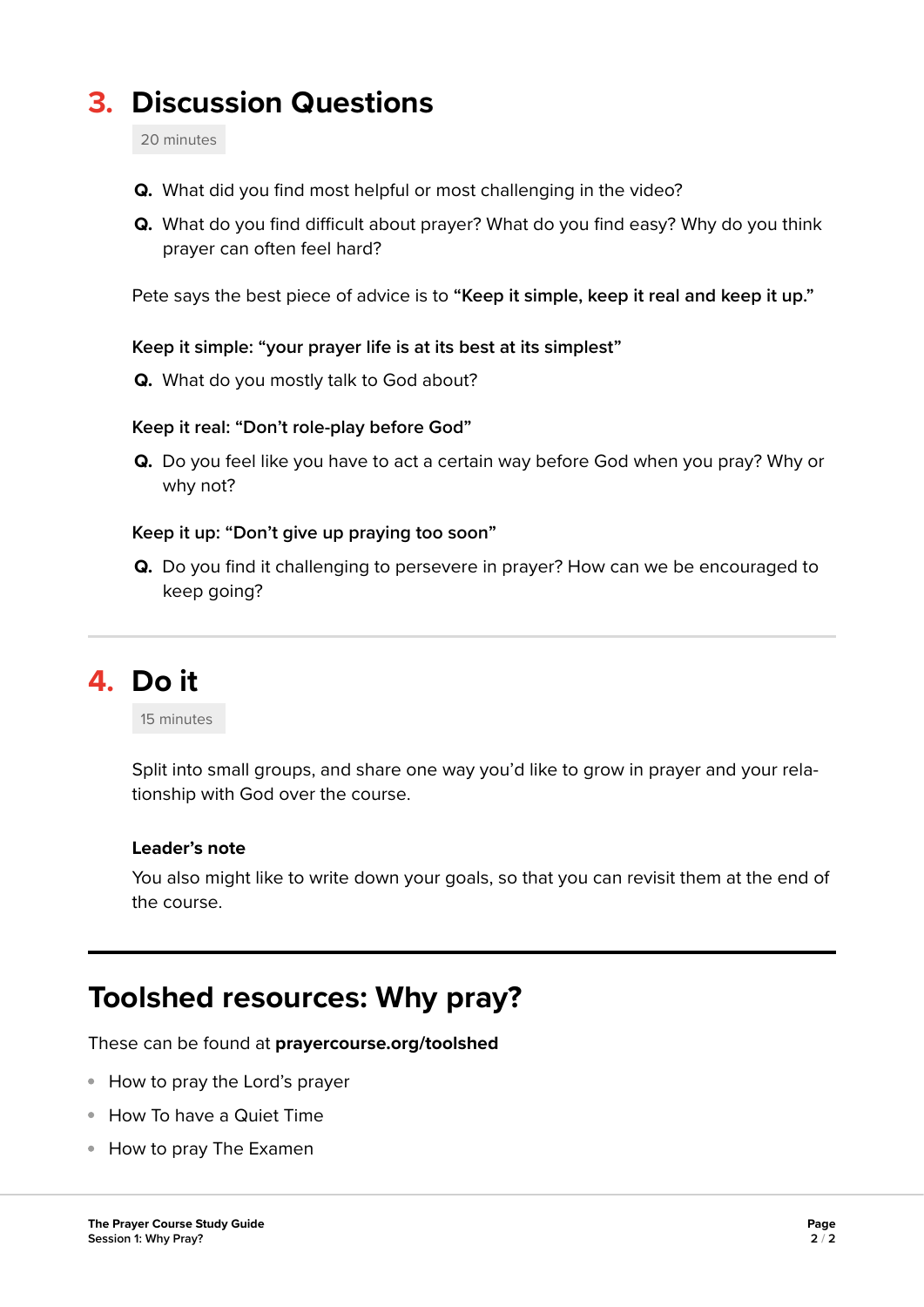## 3. Discussion Questions

20 minutes

**Q.** What did you find most helpful or most challenging in the video?

**Q.** What do you find difficult about prayer? What do you find easy? Why do you think prayer can often feel hard?

Pete says the best piece of advice is to **"Keep it simple, keep it real and keep it up."**

**Keep it simple: "your prayer life is at its best at its simplest"**

**Q.** What do you mostly talk to God about?

**Keep it real: "Don't role-play before God"**

**Q.** Do you feel like you have to act a certain way before God when you pray? Why or why not?

**Keep it up: "Don't give up praying too soon"**

**Q.** Do you find it challenging to persevere in prayer? How can we be encouraged to keep going?

## 4. Do it

15 minutes

Split into small groups, and share one way you'd like to grow in prayer and your relationship with God over the course.

**Leader's note**

You also might like to write down your goals, so that you can revisit them at the end of the course.

## Toolshed resources: Why pray?

These can be found at **prayercourse.org/toolshed**

- How to pray the Lord's prayer
- How To have a Quiet Time
- How to pray The Examen